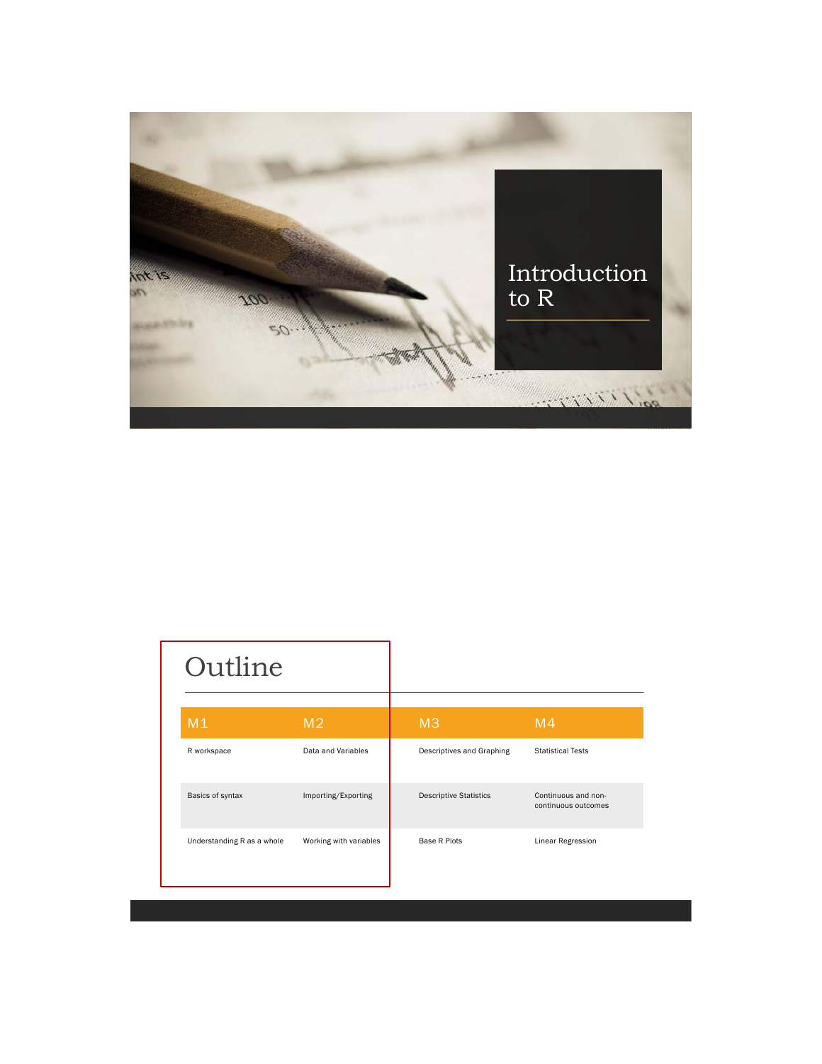# Introduction to R

## Outline

| M1 | M2 | M3 | M4 |
|---|---|---|---|
| R workspace | Data and Variables | Descriptives and Graphing | Statistical Tests |
| Basics of syntax | Importing/Exporting | Descriptive Statistics | Continuous and non-continuous outcomes |
| Understanding R as a whole | Working with variables | Base R Plots | Linear Regression |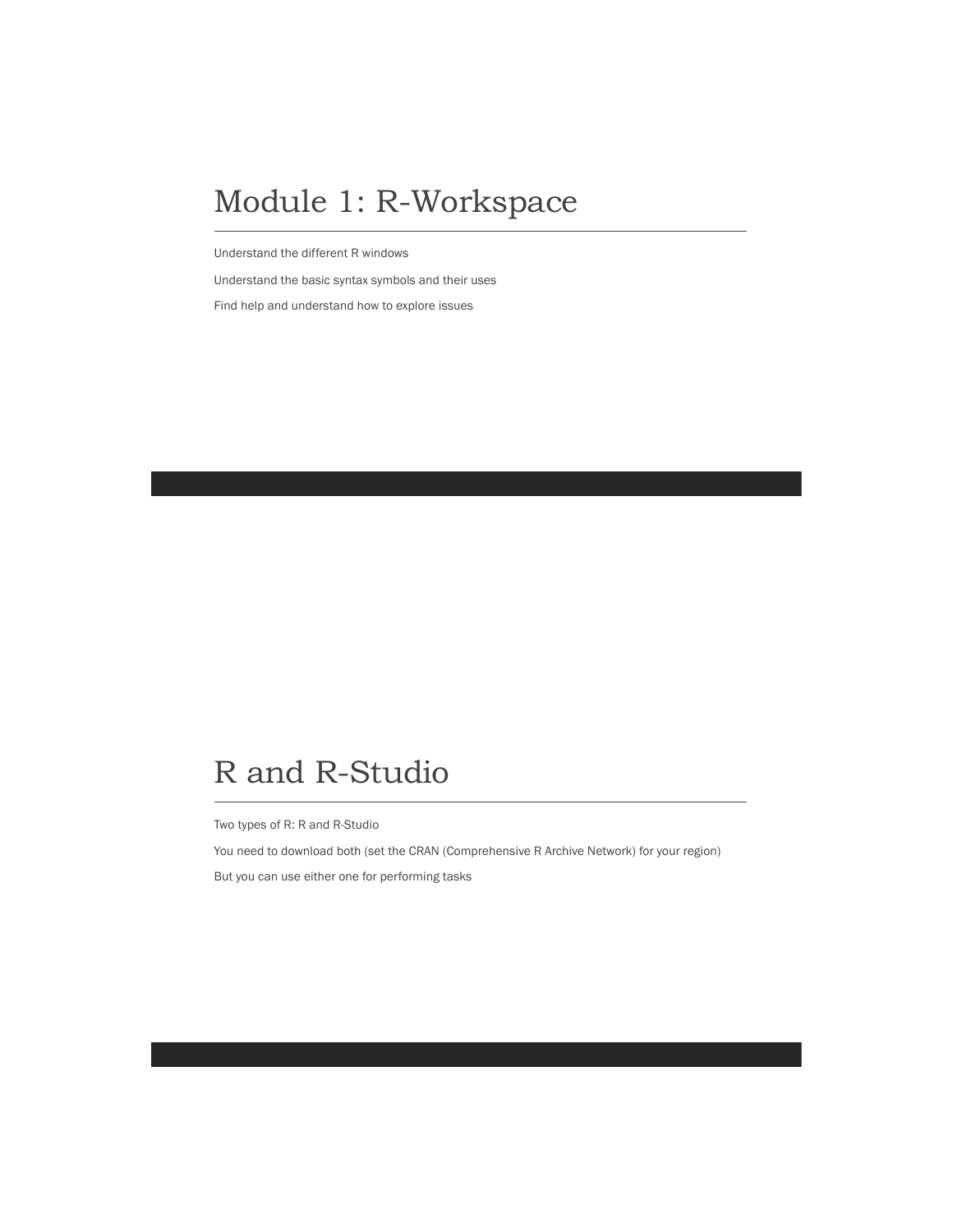# Module 1: R-Workspace

Understand the different R windows

Understand the basic syntax symbols and their uses

Find help and understand how to explore issues

# R and R-Studio

Two types of R: R and R-Studio

You need to download both (set the CRAN (Comprehensive R Archive Network) for your region)

But you can use either one for performing tasks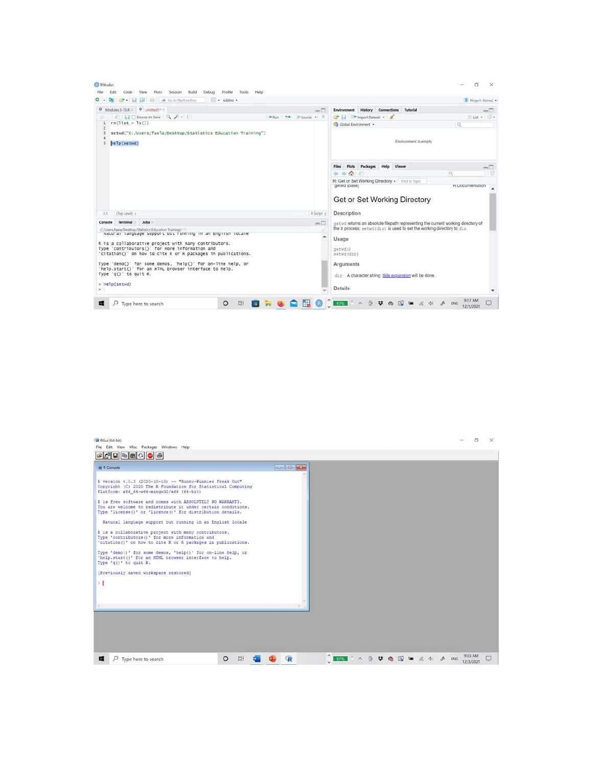```
rm(list = ls())

setwd("C:/Users/faela/Desktop/Statistics Education Training")

help(setwd)
```

```
R is a collaborative project with many contributors.
Type 'contributors()' for more information and
'citation()' on how to cite R or R packages in publications.

Type 'demo()' for some demos, 'help()' for on-line help, or
'help.start()' for an HTML browser interface to help.
Type 'q()' to quit R.

> help(setwd)
>
```

## Get or Set Working Directory

**Description**

getwd returns an absolute filepath representing the current working directory of the R process; setwd(dir) is used to set the working directory to dir.

**Usage**

```
getwd()
setwd(dir)
```

**Arguments**

dir A character string: tilde expansion will be done.

**Details**

```
R version 4.0.3 (2020-10-10) -- "Bunny-Wunnies Freak Out"
Copyright (C) 2020 The R Foundation for Statistical Computing
Platform: x86_64-w64-mingw32/x64 (64-bit)

R is free software and comes with ABSOLUTELY NO WARRANTY.
You are welcome to redistribute it under certain conditions.
Type 'license()' or 'licence()' for distribution details.

  Natural language support but running in an English locale

R is a collaborative project with many contributors.
Type 'contributors()' for more information and
'citation()' on how to cite R or R packages in publications.

Type 'demo()' for some demos, 'help()' for on-line help, or
'help.start()' for an HTML browser interface to help.
Type 'q()' to quit R.

[Previously saved workspace restored]

>
```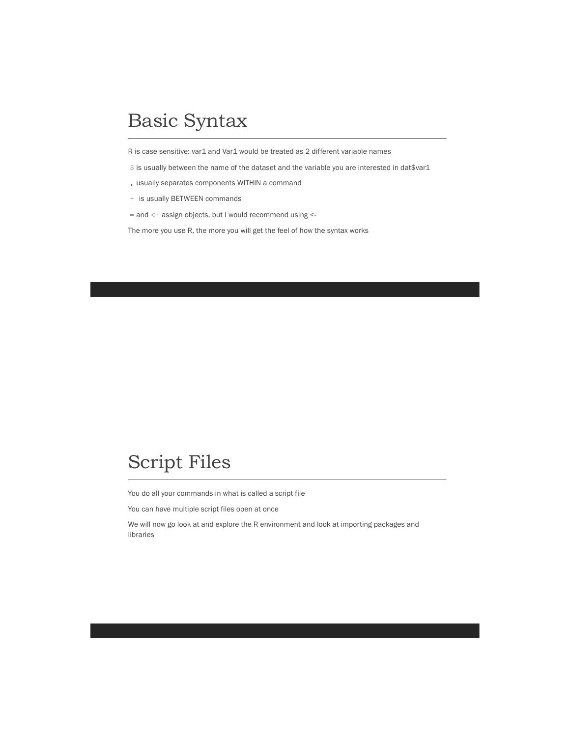# Basic Syntax

R is case sensitive: var1 and Var1 would be treated as 2 different variable names

$ is usually between the name of the dataset and the variable you are interested in dat$var1

, usually separates components WITHIN a command

+ is usually BETWEEN commands

= and <– assign objects, but I would recommend using <-

The more you use R, the more you will get the feel of how the syntax works

# Script Files

You do all your commands in what is called a script file

You can have multiple script files open at once

We will now go look at and explore the R environment and look at importing packages and libraries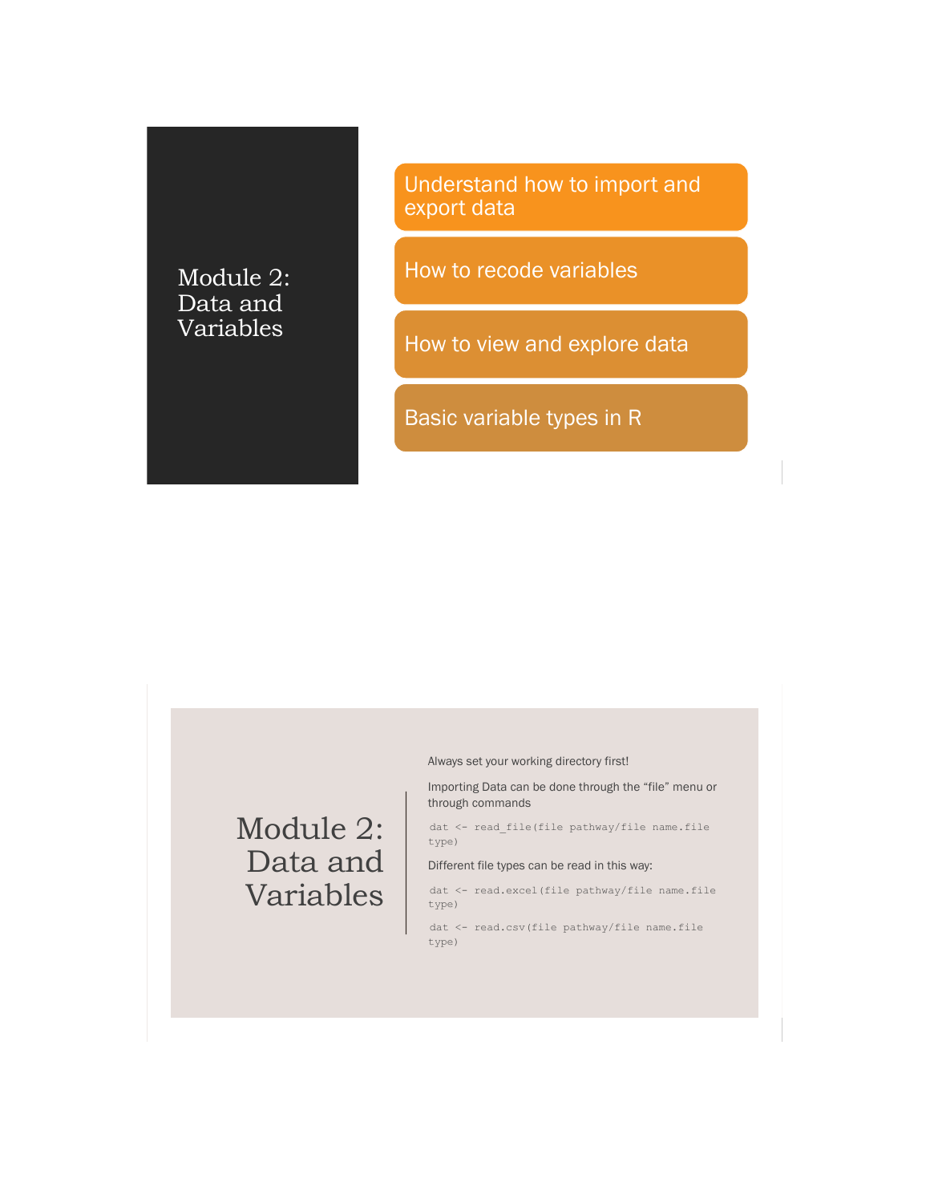# Module 2: Data and Variables

- Understand how to import and export data
- How to recode variables
- How to view and explore data
- Basic variable types in R

# Module 2: Data and Variables

Always set your working directory first!

Importing Data can be done through the "file" menu or through commands

```
dat <- read_file(file pathway/file name.file type)
```

Different file types can be read in this way:

```
dat <- read.excel(file pathway/file name.file type)
```

```
dat <- read.csv(file pathway/file name.file type)
```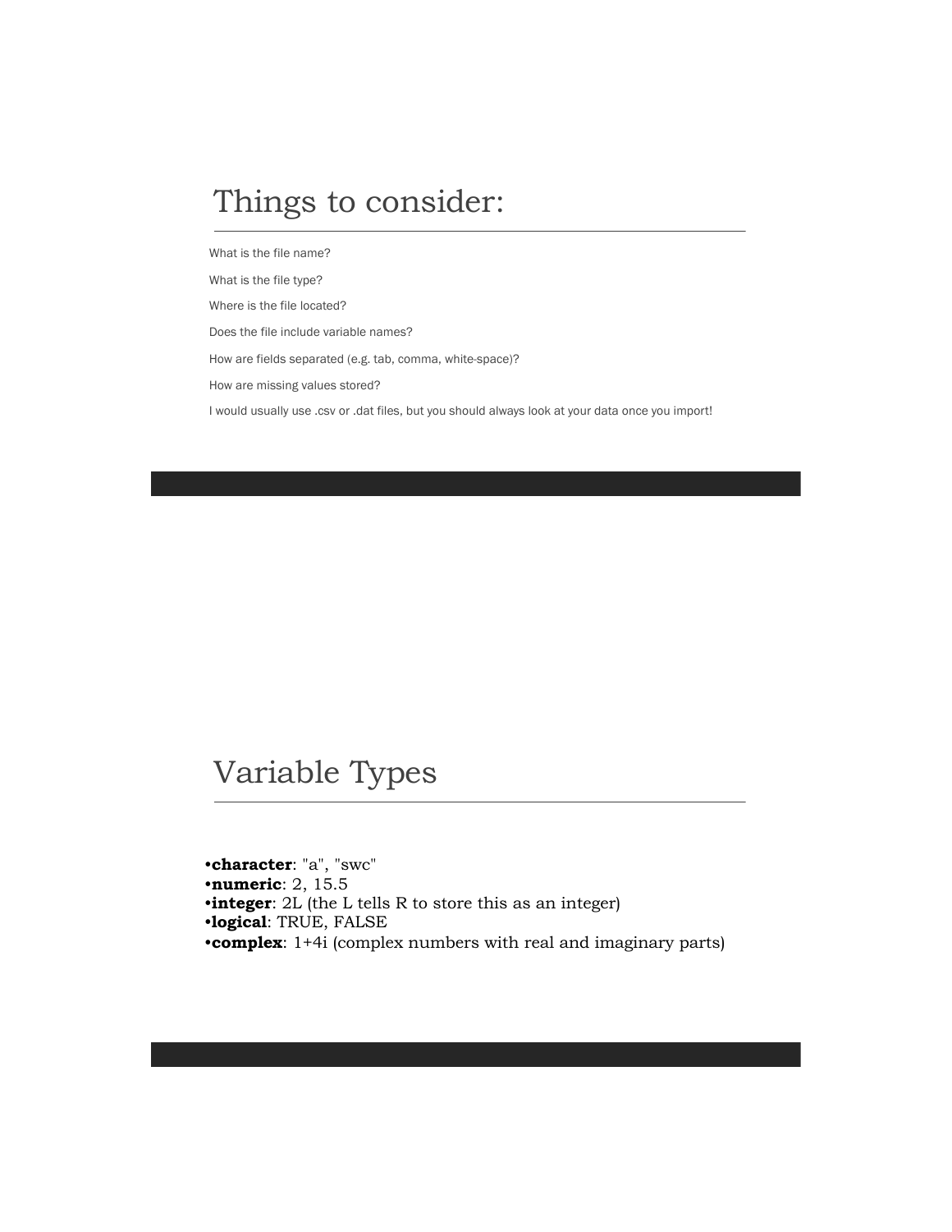# Things to consider:

What is the file name?

What is the file type?

Where is the file located?

Does the file include variable names?

How are fields separated (e.g. tab, comma, white-space)?

How are missing values stored?

I would usually use .csv or .dat files, but you should always look at your data once you import!

# Variable Types

- **character**: "a", "swc"
- **numeric**: 2, 15.5
- **integer**: 2L (the L tells R to store this as an integer)
- **logical**: TRUE, FALSE
- **complex**: 1+4i (complex numbers with real and imaginary parts)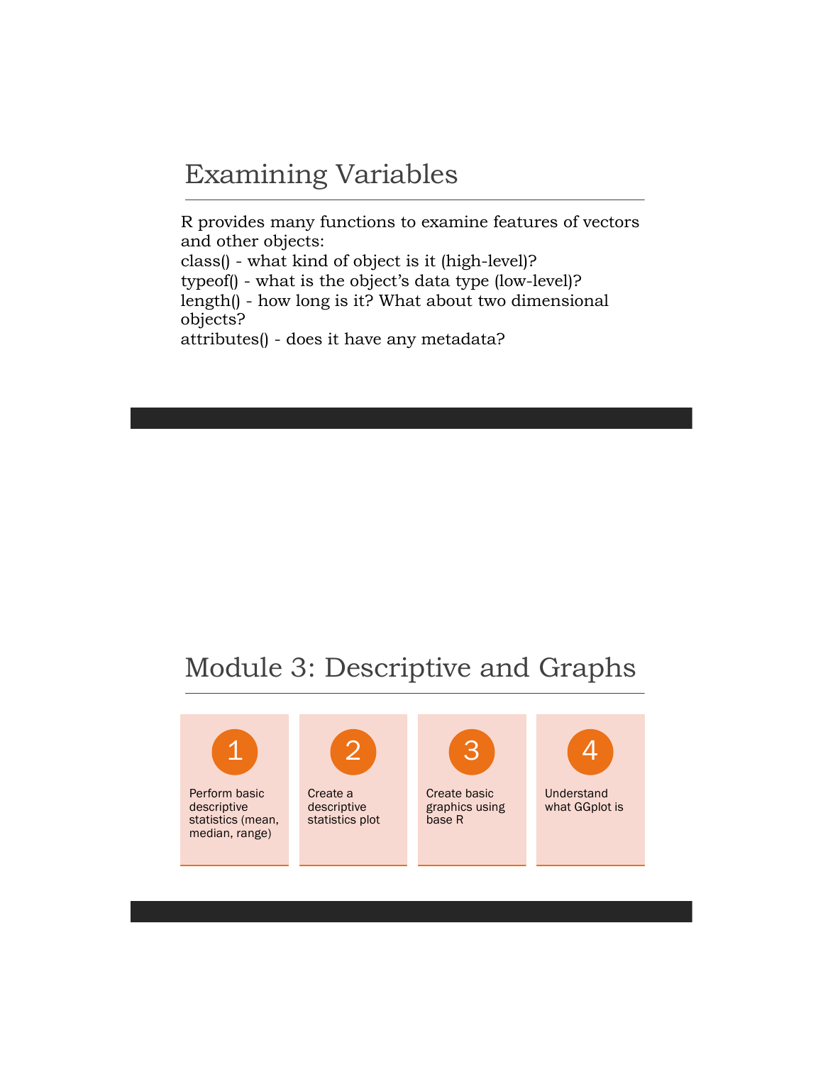# Examining Variables

R provides many functions to examine features of vectors and other objects:

class() - what kind of object is it (high-level)?
typeof() - what is the object's data type (low-level)?
length() - how long is it? What about two dimensional objects?
attributes() - does it have any metadata?

# Module 3: Descriptive and Graphs

1. Perform basic descriptive statistics (mean, median, range)
2. Create a descriptive statistics plot
3. Create basic graphics using base R
4. Understand what GGplot is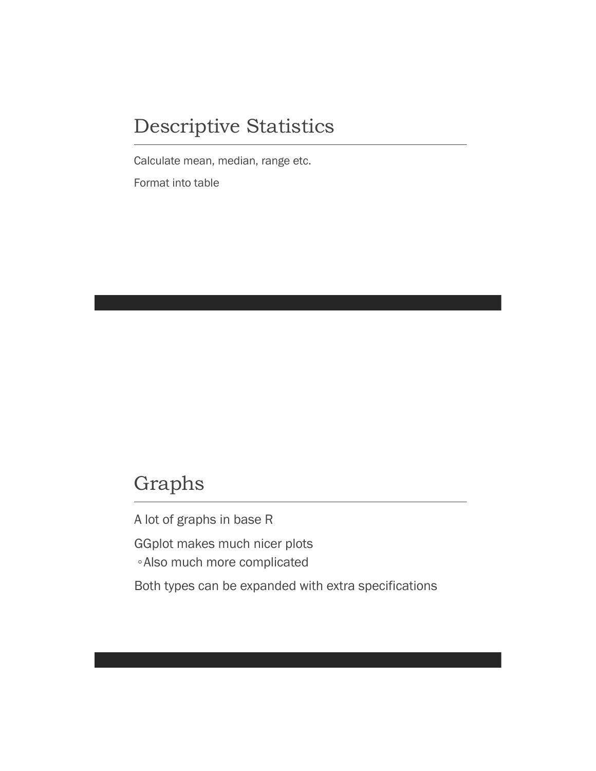# Descriptive Statistics

Calculate mean, median, range etc.

Format into table

# Graphs

A lot of graphs in base R

GGplot makes much nicer plots
- Also much more complicated

Both types can be expanded with extra specifications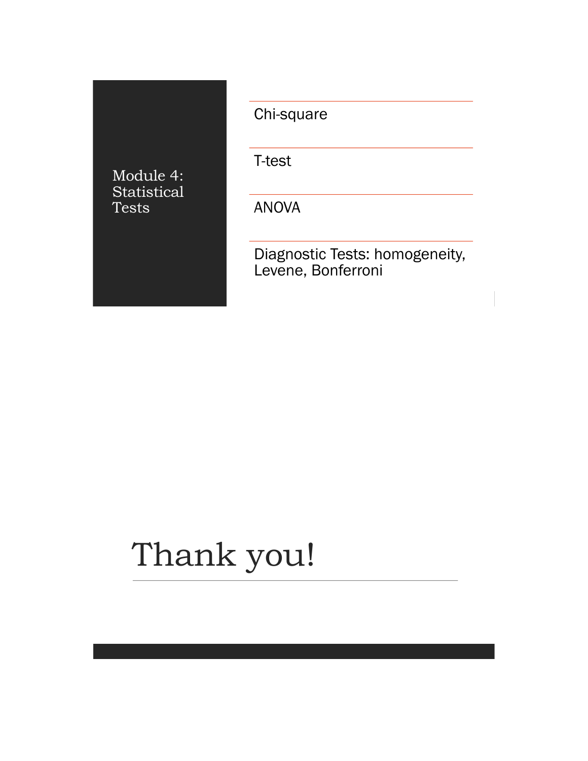## Module 4: Statistical Tests

- Chi-square
- T-test
- ANOVA
- Diagnostic Tests: homogeneity, Levene, Bonferroni

# Thank you!